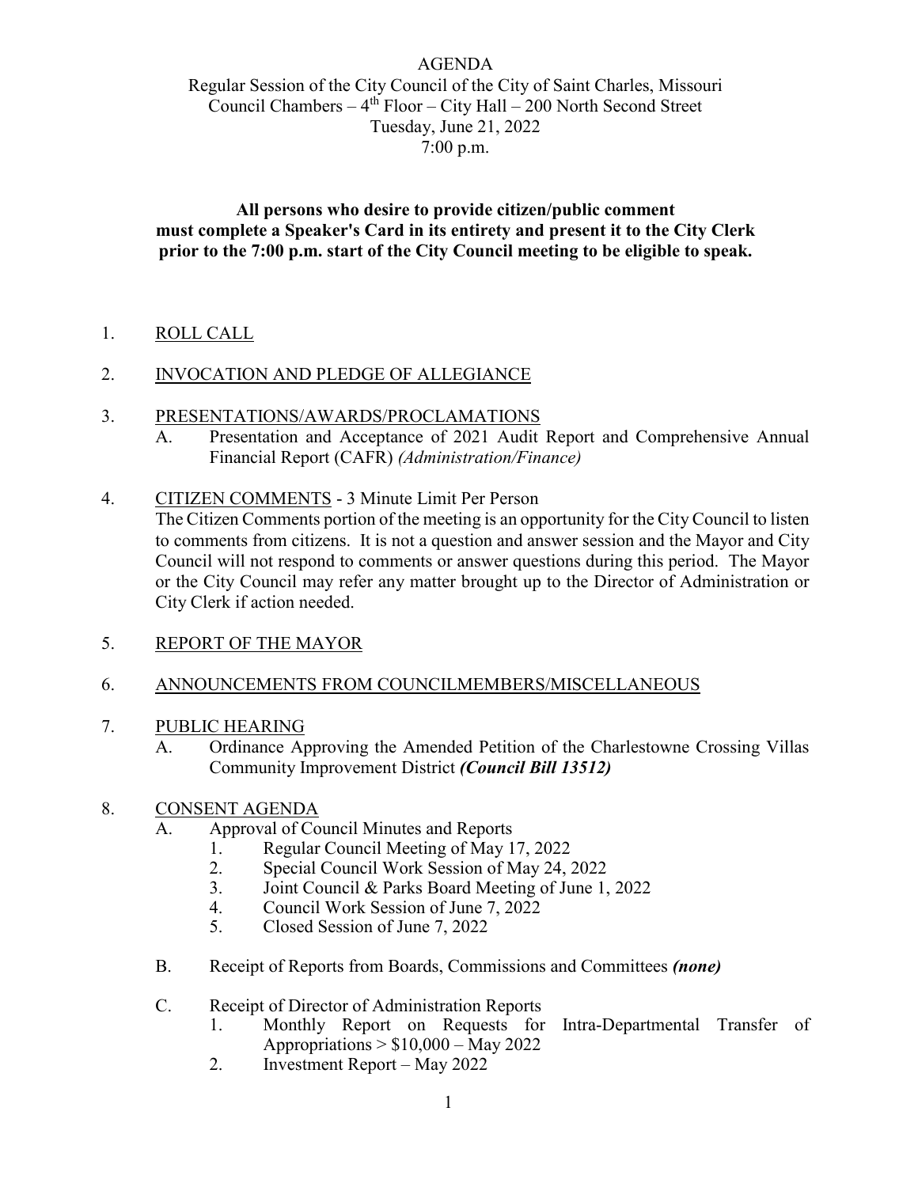AGENDA

Regular Session of the City Council of the City of Saint Charles, Missouri
Council Chambers – 4th Floor – City Hall – 200 North Second Street
Tuesday, June 21, 2022
7:00 p.m.

**All persons who desire to provide citizen/public comment must complete a Speaker's Card in its entirety and present it to the City Clerk prior to the 7:00 p.m. start of the City Council meeting to be eligible to speak.**

1. ROLL CALL

2. INVOCATION AND PLEDGE OF ALLEGIANCE

3. PRESENTATIONS/AWARDS/PROCLAMATIONS
   - A. Presentation and Acceptance of 2021 Audit Report and Comprehensive Annual Financial Report (CAFR) *(Administration/Finance)*

4. CITIZEN COMMENTS - 3 Minute Limit Per Person

   The Citizen Comments portion of the meeting is an opportunity for the City Council to listen to comments from citizens. It is not a question and answer session and the Mayor and City Council will not respond to comments or answer questions during this period. The Mayor or the City Council may refer any matter brought up to the Director of Administration or City Clerk if action needed.

5. REPORT OF THE MAYOR

6. ANNOUNCEMENTS FROM COUNCILMEMBERS/MISCELLANEOUS

7. PUBLIC HEARING
   - A. Ordinance Approving the Amended Petition of the Charlestowne Crossing Villas Community Improvement District ***(Council Bill 13512)***

8. CONSENT AGENDA
   - A. Approval of Council Minutes and Reports
     1. Regular Council Meeting of May 17, 2022
     2. Special Council Work Session of May 24, 2022
     3. Joint Council & Parks Board Meeting of June 1, 2022
     4. Council Work Session of June 7, 2022
     5. Closed Session of June 7, 2022
   - B. Receipt of Reports from Boards, Commissions and Committees ***(none)***
   - C. Receipt of Director of Administration Reports
     1. Monthly Report on Requests for Intra-Departmental Transfer of Appropriations > $10,000 – May 2022
     2. Investment Report – May 2022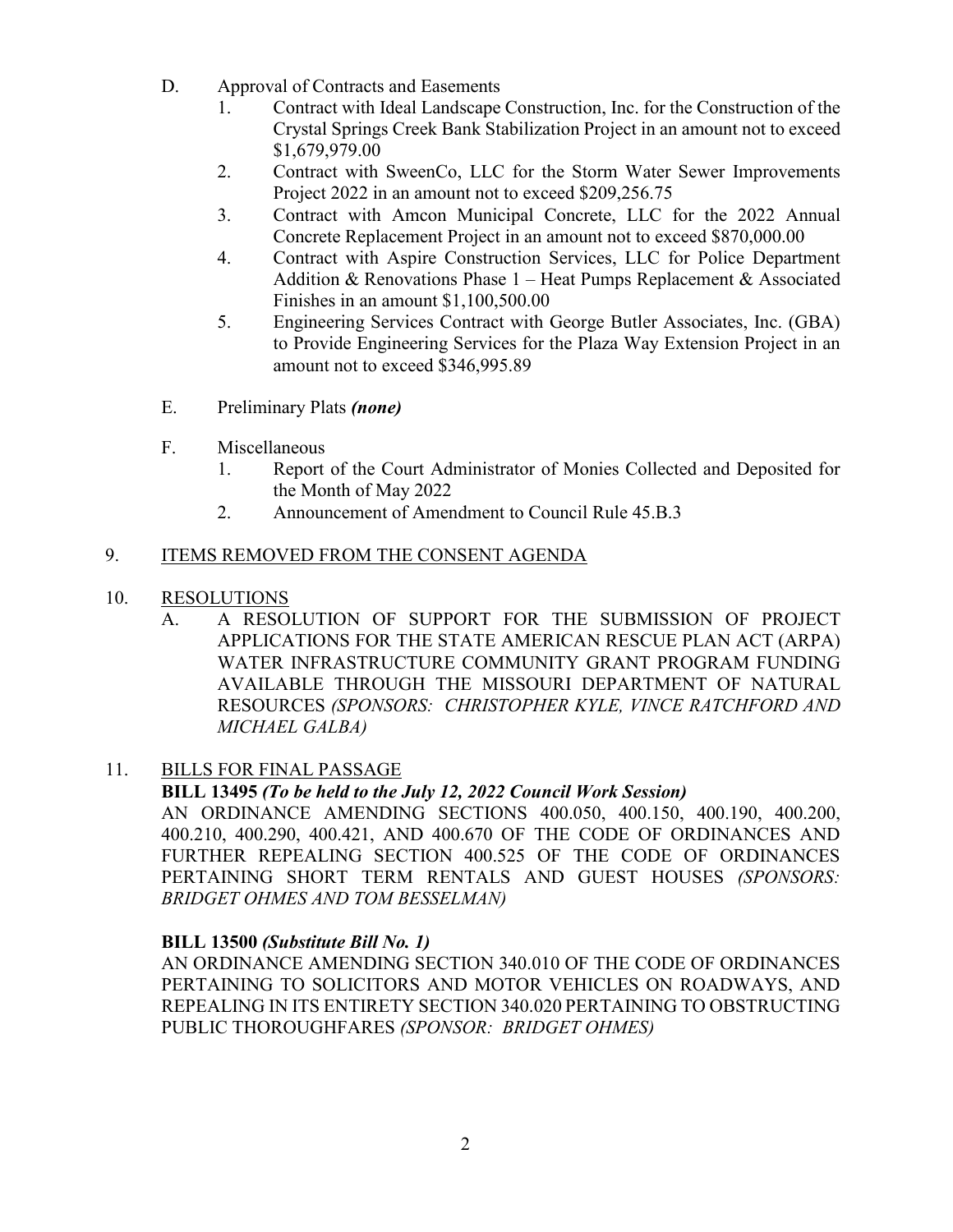D. Approval of Contracts and Easements
   1. Contract with Ideal Landscape Construction, Inc. for the Construction of the Crystal Springs Creek Bank Stabilization Project in an amount not to exceed $1,679,979.00
   2. Contract with SweenCo, LLC for the Storm Water Sewer Improvements Project 2022 in an amount not to exceed $209,256.75
   3. Contract with Amcon Municipal Concrete, LLC for the 2022 Annual Concrete Replacement Project in an amount not to exceed $870,000.00
   4. Contract with Aspire Construction Services, LLC for Police Department Addition & Renovations Phase 1 – Heat Pumps Replacement & Associated Finishes in an amount $1,100,500.00
   5. Engineering Services Contract with George Butler Associates, Inc. (GBA) to Provide Engineering Services for the Plaza Way Extension Project in an amount not to exceed $346,995.89

E. Preliminary Plats ***(none)***

F. Miscellaneous
   1. Report of the Court Administrator of Monies Collected and Deposited for the Month of May 2022
   2. Announcement of Amendment to Council Rule 45.B.3

9. ITEMS REMOVED FROM THE CONSENT AGENDA

10. RESOLUTIONS

   A. A RESOLUTION OF SUPPORT FOR THE SUBMISSION OF PROJECT APPLICATIONS FOR THE STATE AMERICAN RESCUE PLAN ACT (ARPA) WATER INFRASTRUCTURE COMMUNITY GRANT PROGRAM FUNDING AVAILABLE THROUGH THE MISSOURI DEPARTMENT OF NATURAL RESOURCES *(SPONSORS: CHRISTOPHER KYLE, VINCE RATCHFORD AND MICHAEL GALBA)*

11. BILLS FOR FINAL PASSAGE

**BILL 13495** ***(To be held to the July 12, 2022 Council Work Session)***
AN ORDINANCE AMENDING SECTIONS 400.050, 400.150, 400.190, 400.200, 400.210, 400.290, 400.421, AND 400.670 OF THE CODE OF ORDINANCES AND FURTHER REPEALING SECTION 400.525 OF THE CODE OF ORDINANCES PERTAINING SHORT TERM RENTALS AND GUEST HOUSES *(SPONSORS: BRIDGET OHMES AND TOM BESSELMAN)*

**BILL 13500** ***(Substitute Bill No. 1)***
AN ORDINANCE AMENDING SECTION 340.010 OF THE CODE OF ORDINANCES PERTAINING TO SOLICITORS AND MOTOR VEHICLES ON ROADWAYS, AND REPEALING IN ITS ENTIRETY SECTION 340.020 PERTAINING TO OBSTRUCTING PUBLIC THOROUGHFARES *(SPONSOR: BRIDGET OHMES)*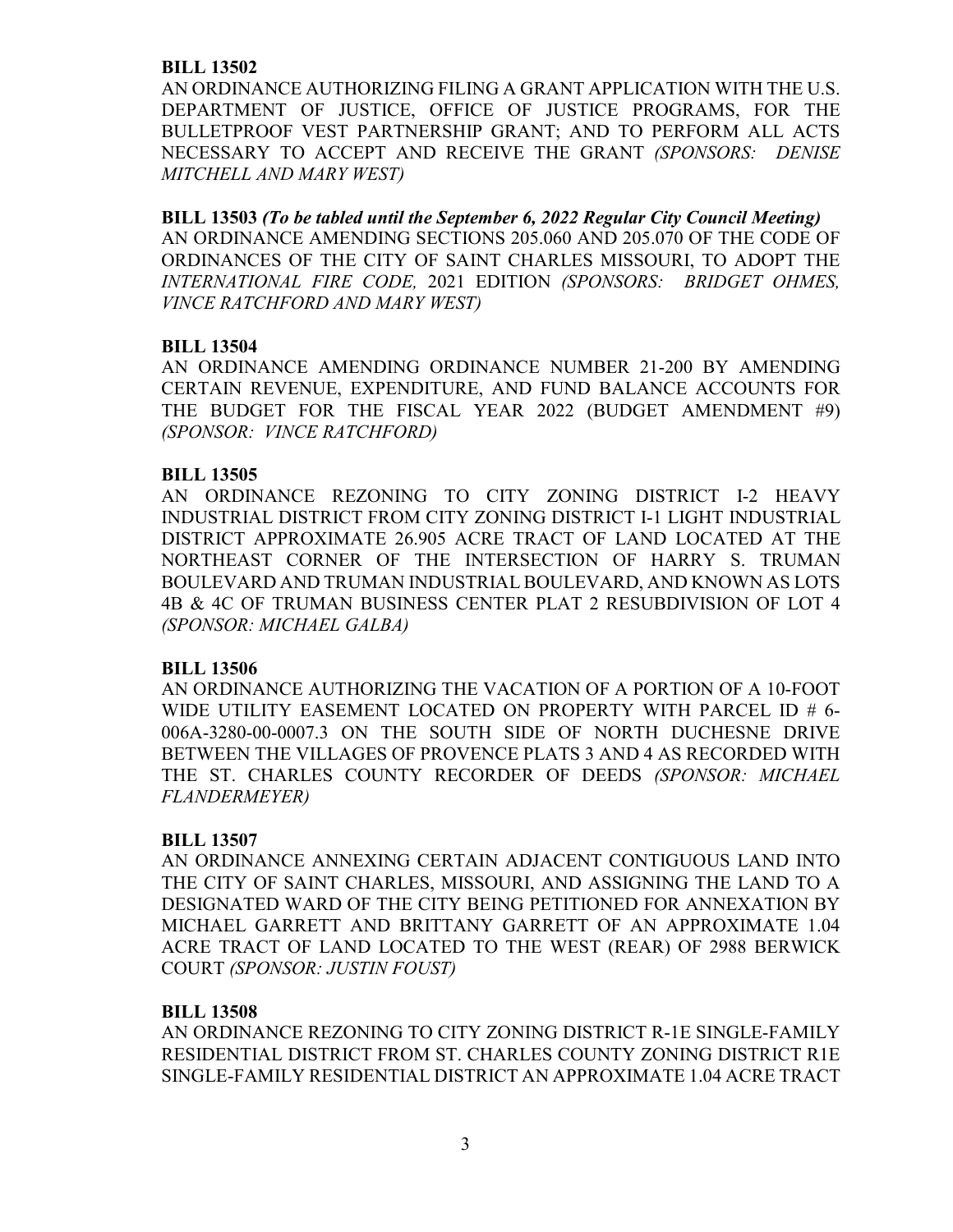**BILL 13502**
AN ORDINANCE AUTHORIZING FILING A GRANT APPLICATION WITH THE U.S. DEPARTMENT OF JUSTICE, OFFICE OF JUSTICE PROGRAMS, FOR THE BULLETPROOF VEST PARTNERSHIP GRANT; AND TO PERFORM ALL ACTS NECESSARY TO ACCEPT AND RECEIVE THE GRANT *(SPONSORS: DENISE MITCHELL AND MARY WEST)*

**BILL 13503** ***(To be tabled until the September 6, 2022 Regular City Council Meeting)***
AN ORDINANCE AMENDING SECTIONS 205.060 AND 205.070 OF THE CODE OF ORDINANCES OF THE CITY OF SAINT CHARLES MISSOURI, TO ADOPT THE *INTERNATIONAL FIRE CODE,* 2021 EDITION *(SPONSORS: BRIDGET OHMES, VINCE RATCHFORD AND MARY WEST)*

**BILL 13504**
AN ORDINANCE AMENDING ORDINANCE NUMBER 21-200 BY AMENDING CERTAIN REVENUE, EXPENDITURE, AND FUND BALANCE ACCOUNTS FOR THE BUDGET FOR THE FISCAL YEAR 2022 (BUDGET AMENDMENT #9) *(SPONSOR: VINCE RATCHFORD)*

**BILL 13505**
AN ORDINANCE REZONING TO CITY ZONING DISTRICT I-2 HEAVY INDUSTRIAL DISTRICT FROM CITY ZONING DISTRICT I-1 LIGHT INDUSTRIAL DISTRICT APPROXIMATE 26.905 ACRE TRACT OF LAND LOCATED AT THE NORTHEAST CORNER OF THE INTERSECTION OF HARRY S. TRUMAN BOULEVARD AND TRUMAN INDUSTRIAL BOULEVARD, AND KNOWN AS LOTS 4B & 4C OF TRUMAN BUSINESS CENTER PLAT 2 RESUBDIVISION OF LOT 4 *(SPONSOR: MICHAEL GALBA)*

**BILL 13506**
AN ORDINANCE AUTHORIZING THE VACATION OF A PORTION OF A 10-FOOT WIDE UTILITY EASEMENT LOCATED ON PROPERTY WITH PARCEL ID # 6-006A-3280-00-0007.3 ON THE SOUTH SIDE OF NORTH DUCHESNE DRIVE BETWEEN THE VILLAGES OF PROVENCE PLATS 3 AND 4 AS RECORDED WITH THE ST. CHARLES COUNTY RECORDER OF DEEDS *(SPONSOR: MICHAEL FLANDERMEYER)*

**BILL 13507**
AN ORDINANCE ANNEXING CERTAIN ADJACENT CONTIGUOUS LAND INTO THE CITY OF SAINT CHARLES, MISSOURI, AND ASSIGNING THE LAND TO A DESIGNATED WARD OF THE CITY BEING PETITIONED FOR ANNEXATION BY MICHAEL GARRETT AND BRITTANY GARRETT OF AN APPROXIMATE 1.04 ACRE TRACT OF LAND LOCATED TO THE WEST (REAR) OF 2988 BERWICK COURT *(SPONSOR: JUSTIN FOUST)*

**BILL 13508**
AN ORDINANCE REZONING TO CITY ZONING DISTRICT R-1E SINGLE-FAMILY RESIDENTIAL DISTRICT FROM ST. CHARLES COUNTY ZONING DISTRICT R1E SINGLE-FAMILY RESIDENTIAL DISTRICT AN APPROXIMATE 1.04 ACRE TRACT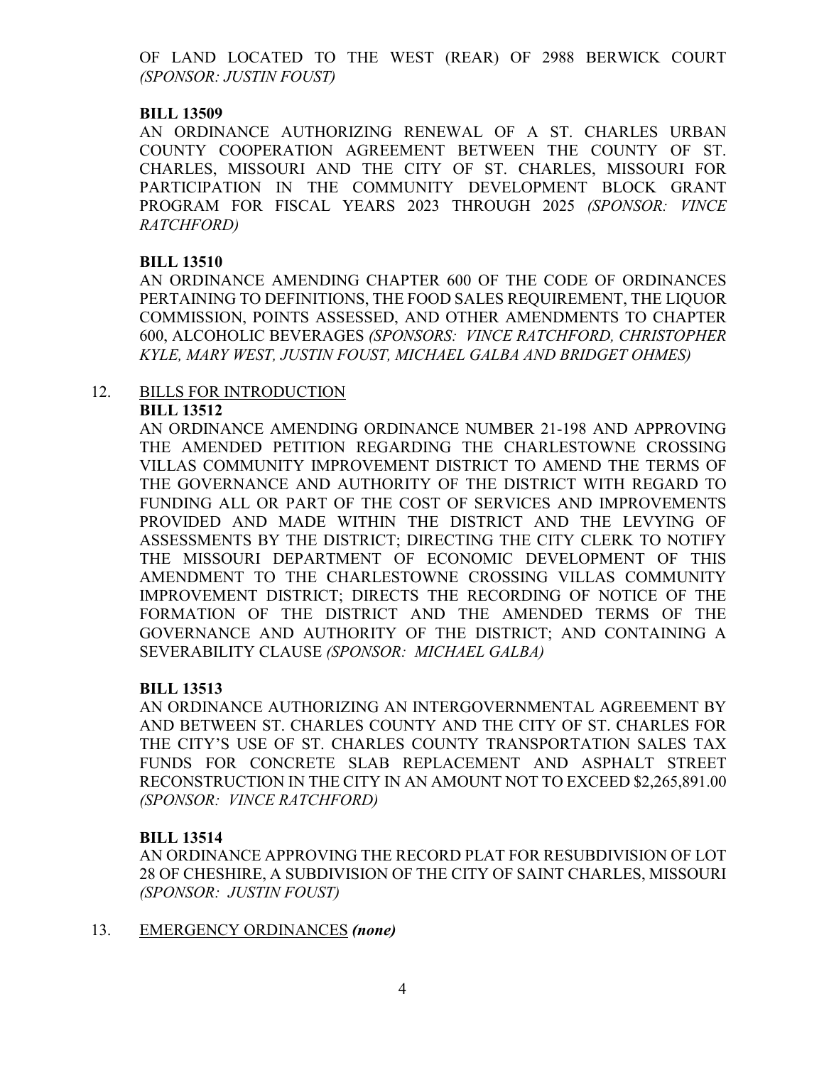OF LAND LOCATED TO THE WEST (REAR) OF 2988 BERWICK COURT *(SPONSOR: JUSTIN FOUST)*

**BILL 13509**

AN ORDINANCE AUTHORIZING RENEWAL OF A ST. CHARLES URBAN COUNTY COOPERATION AGREEMENT BETWEEN THE COUNTY OF ST. CHARLES, MISSOURI AND THE CITY OF ST. CHARLES, MISSOURI FOR PARTICIPATION IN THE COMMUNITY DEVELOPMENT BLOCK GRANT PROGRAM FOR FISCAL YEARS 2023 THROUGH 2025 *(SPONSOR: VINCE RATCHFORD)*

**BILL 13510**

AN ORDINANCE AMENDING CHAPTER 600 OF THE CODE OF ORDINANCES PERTAINING TO DEFINITIONS, THE FOOD SALES REQUIREMENT, THE LIQUOR COMMISSION, POINTS ASSESSED, AND OTHER AMENDMENTS TO CHAPTER 600, ALCOHOLIC BEVERAGES *(SPONSORS: VINCE RATCHFORD, CHRISTOPHER KYLE, MARY WEST, JUSTIN FOUST, MICHAEL GALBA AND BRIDGET OHMES)*

12. BILLS FOR INTRODUCTION

**BILL 13512**

AN ORDINANCE AMENDING ORDINANCE NUMBER 21-198 AND APPROVING THE AMENDED PETITION REGARDING THE CHARLESTOWNE CROSSING VILLAS COMMUNITY IMPROVEMENT DISTRICT TO AMEND THE TERMS OF THE GOVERNANCE AND AUTHORITY OF THE DISTRICT WITH REGARD TO FUNDING ALL OR PART OF THE COST OF SERVICES AND IMPROVEMENTS PROVIDED AND MADE WITHIN THE DISTRICT AND THE LEVYING OF ASSESSMENTS BY THE DISTRICT; DIRECTING THE CITY CLERK TO NOTIFY THE MISSOURI DEPARTMENT OF ECONOMIC DEVELOPMENT OF THIS AMENDMENT TO THE CHARLESTOWNE CROSSING VILLAS COMMUNITY IMPROVEMENT DISTRICT; DIRECTS THE RECORDING OF NOTICE OF THE FORMATION OF THE DISTRICT AND THE AMENDED TERMS OF THE GOVERNANCE AND AUTHORITY OF THE DISTRICT; AND CONTAINING A SEVERABILITY CLAUSE *(SPONSOR: MICHAEL GALBA)*

**BILL 13513**

AN ORDINANCE AUTHORIZING AN INTERGOVERNMENTAL AGREEMENT BY AND BETWEEN ST. CHARLES COUNTY AND THE CITY OF ST. CHARLES FOR THE CITY'S USE OF ST. CHARLES COUNTY TRANSPORTATION SALES TAX FUNDS FOR CONCRETE SLAB REPLACEMENT AND ASPHALT STREET RECONSTRUCTION IN THE CITY IN AN AMOUNT NOT TO EXCEED $2,265,891.00 *(SPONSOR: VINCE RATCHFORD)*

**BILL 13514**

AN ORDINANCE APPROVING THE RECORD PLAT FOR RESUBDIVISION OF LOT 28 OF CHESHIRE, A SUBDIVISION OF THE CITY OF SAINT CHARLES, MISSOURI *(SPONSOR: JUSTIN FOUST)*

13. EMERGENCY ORDINANCES ***(none)***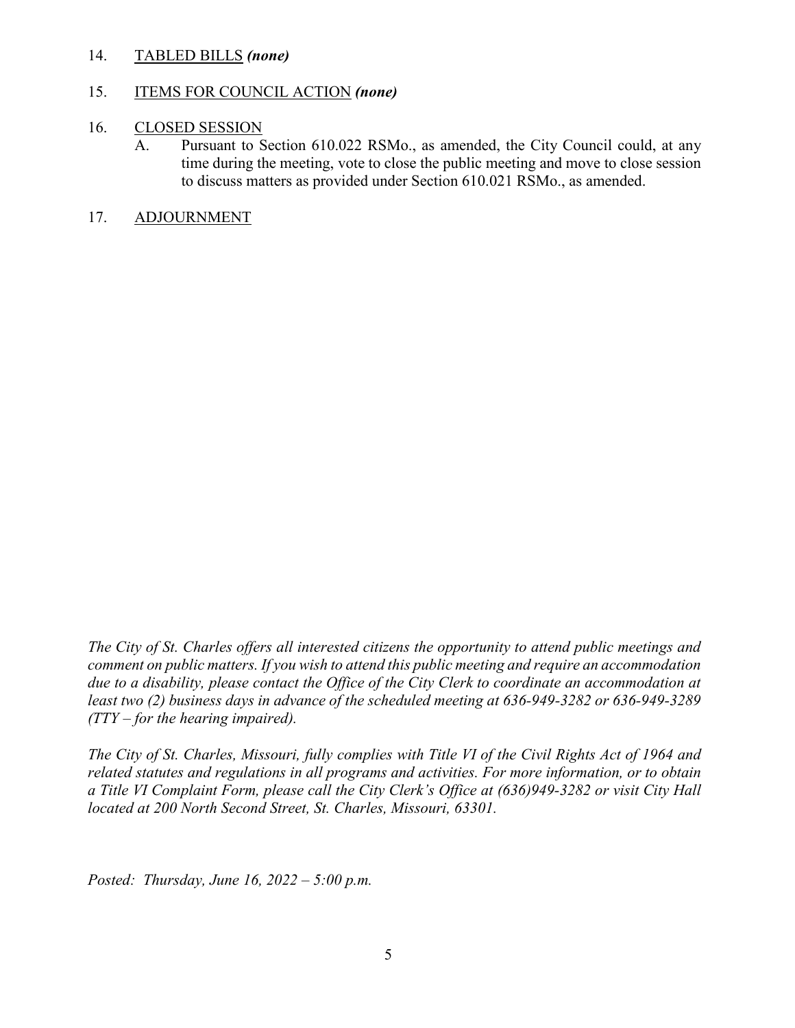14. TABLED BILLS ***(none)***

15. ITEMS FOR COUNCIL ACTION ***(none)***

16. CLOSED SESSION
    A. Pursuant to Section 610.022 RSMo., as amended, the City Council could, at any time during the meeting, vote to close the public meeting and move to close session to discuss matters as provided under Section 610.021 RSMo., as amended.

17. ADJOURNMENT

*The City of St. Charles offers all interested citizens the opportunity to attend public meetings and comment on public matters. If you wish to attend this public meeting and require an accommodation due to a disability, please contact the Office of the City Clerk to coordinate an accommodation at least two (2) business days in advance of the scheduled meeting at 636-949-3282 or 636-949-3289 (TTY – for the hearing impaired).*

*The City of St. Charles, Missouri, fully complies with Title VI of the Civil Rights Act of 1964 and related statutes and regulations in all programs and activities. For more information, or to obtain a Title VI Complaint Form, please call the City Clerk's Office at (636)949-3282 or visit City Hall located at 200 North Second Street, St. Charles, Missouri, 63301.*

*Posted: Thursday, June 16, 2022 – 5:00 p.m.*